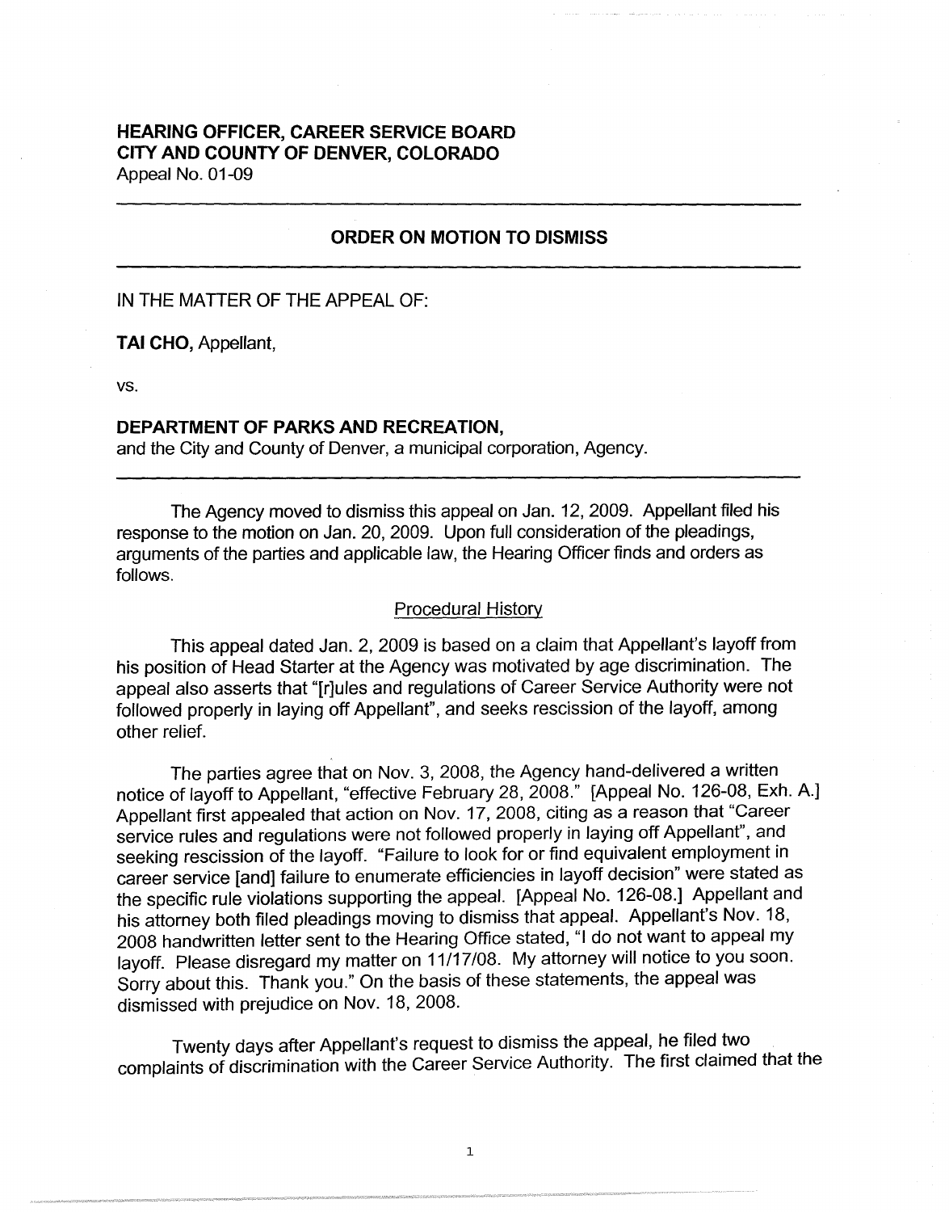**HEARING OFFICER, CAREER SERVICE BOARD**
**CITY AND COUNTY OF DENVER, COLORADO**
Appeal No. 01-09

---

## ORDER ON MOTION TO DISMISS

---

IN THE MATTER OF THE APPEAL OF:

**TAI CHO,** Appellant,

vs.

**DEPARTMENT OF PARKS AND RECREATION,**
and the City and County of Denver, a municipal corporation, Agency.

---

The Agency moved to dismiss this appeal on Jan. 12, 2009. Appellant filed his response to the motion on Jan. 20, 2009. Upon full consideration of the pleadings, arguments of the parties and applicable law, the Hearing Officer finds and orders as follows.

### Procedural History

This appeal dated Jan. 2, 2009 is based on a claim that Appellant's layoff from his position of Head Starter at the Agency was motivated by age discrimination. The appeal also asserts that "[r]ules and regulations of Career Service Authority were not followed properly in laying off Appellant", and seeks rescission of the layoff, among other relief.

The parties agree that on Nov. 3, 2008, the Agency hand-delivered a written notice of layoff to Appellant, "effective February 28, 2008." [Appeal No. 126-08, Exh. A.] Appellant first appealed that action on Nov. 17, 2008, citing as a reason that "Career service rules and regulations were not followed properly in laying off Appellant", and seeking rescission of the layoff. "Failure to look for or find equivalent employment in career service [and] failure to enumerate efficiencies in layoff decision" were stated as the specific rule violations supporting the appeal. [Appeal No. 126-08.] Appellant and his attorney both filed pleadings moving to dismiss that appeal. Appellant's Nov. 18, 2008 handwritten letter sent to the Hearing Office stated, "I do not want to appeal my layoff. Please disregard my matter on 11/17/08. My attorney will notice to you soon. Sorry about this. Thank you." On the basis of these statements, the appeal was dismissed with prejudice on Nov. 18, 2008.

Twenty days after Appellant's request to dismiss the appeal, he filed two complaints of discrimination with the Career Service Authority. The first claimed that the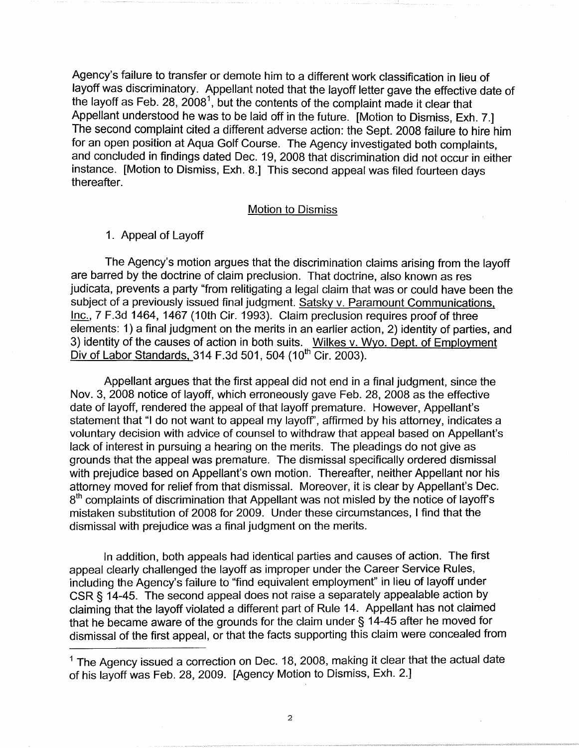Agency's failure to transfer or demote him to a different work classification in lieu of layoff was discriminatory. Appellant noted that the layoff letter gave the effective date of the layoff as Feb. 28, 2008[1], but the contents of the complaint made it clear that Appellant understood he was to be laid off in the future. [Motion to Dismiss, Exh. 7.] The second complaint cited a different adverse action: the Sept. 2008 failure to hire him for an open position at Aqua Golf Course. The Agency investigated both complaints, and concluded in findings dated Dec. 19, 2008 that discrimination did not occur in either instance. [Motion to Dismiss, Exh. 8.] This second appeal was filed fourteen days thereafter.

## Motion to Dismiss

1. Appeal of Layoff

The Agency's motion argues that the discrimination claims arising from the layoff are barred by the doctrine of claim preclusion. That doctrine, also known as res judicata, prevents a party "from relitigating a legal claim that was or could have been the subject of a previously issued final judgment. Satsky v. Paramount Communications, Inc., 7 F.3d 1464, 1467 (10th Cir. 1993). Claim preclusion requires proof of three elements: 1) a final judgment on the merits in an earlier action, 2) identity of parties, and 3) identity of the causes of action in both suits. Wilkes v. Wyo. Dept. of Employment Div of Labor Standards, 314 F.3d 501, 504 (10th Cir. 2003).

Appellant argues that the first appeal did not end in a final judgment, since the Nov. 3, 2008 notice of layoff, which erroneously gave Feb. 28, 2008 as the effective date of layoff, rendered the appeal of that layoff premature. However, Appellant's statement that "I do not want to appeal my layoff", affirmed by his attorney, indicates a voluntary decision with advice of counsel to withdraw that appeal based on Appellant's lack of interest in pursuing a hearing on the merits. The pleadings do not give as grounds that the appeal was premature. The dismissal specifically ordered dismissal with prejudice based on Appellant's own motion. Thereafter, neither Appellant nor his attorney moved for relief from that dismissal. Moreover, it is clear by Appellant's Dec. 8th complaints of discrimination that Appellant was not misled by the notice of layoff's mistaken substitution of 2008 for 2009. Under these circumstances, I find that the dismissal with prejudice was a final judgment on the merits.

In addition, both appeals had identical parties and causes of action. The first appeal clearly challenged the layoff as improper under the Career Service Rules, including the Agency's failure to "find equivalent employment" in lieu of layoff under CSR § 14-45. The second appeal does not raise a separately appealable action by claiming that the layoff violated a different part of Rule 14. Appellant has not claimed that he became aware of the grounds for the claim under § 14-45 after he moved for dismissal of the first appeal, or that the facts supporting this claim were concealed from

---

[1] The Agency issued a correction on Dec. 18, 2008, making it clear that the actual date of his layoff was Feb. 28, 2009. [Agency Motion to Dismiss, Exh. 2.]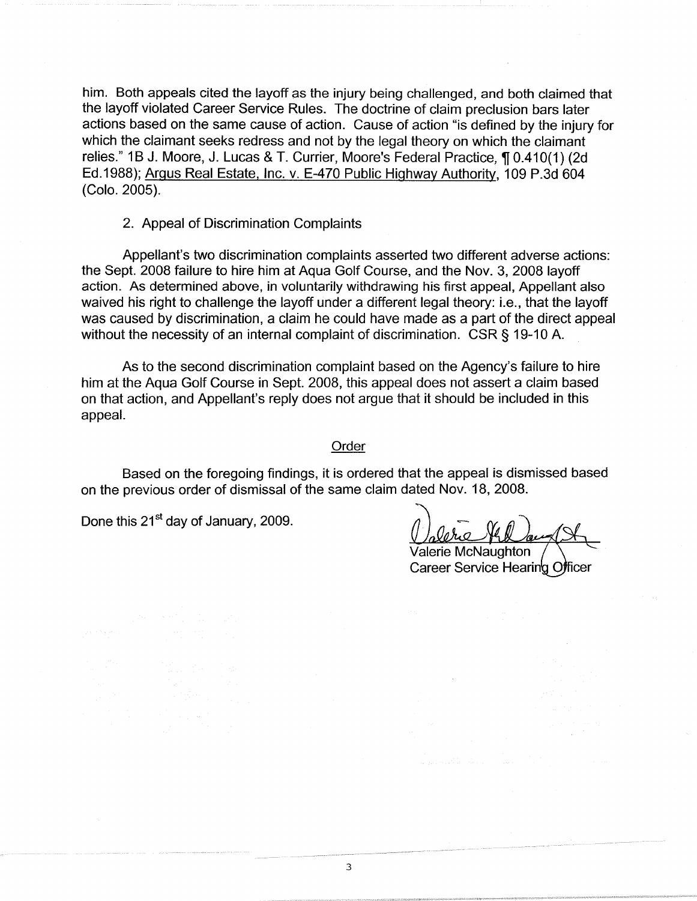him. Both appeals cited the layoff as the injury being challenged, and both claimed that the layoff violated Career Service Rules. The doctrine of claim preclusion bars later actions based on the same cause of action. Cause of action "is defined by the injury for which the claimant seeks redress and not by the legal theory on which the claimant relies." 1B J. Moore, J. Lucas & T. Currier, Moore's Federal Practice, ¶ 0.410(1) (2d Ed.1988); Argus Real Estate, Inc. v. E-470 Public Highway Authority, 109 P.3d 604 (Colo. 2005).

2. Appeal of Discrimination Complaints

Appellant's two discrimination complaints asserted two different adverse actions: the Sept. 2008 failure to hire him at Aqua Golf Course, and the Nov. 3, 2008 layoff action. As determined above, in voluntarily withdrawing his first appeal, Appellant also waived his right to challenge the layoff under a different legal theory: i.e., that the layoff was caused by discrimination, a claim he could have made as a part of the direct appeal without the necessity of an internal complaint of discrimination. CSR § 19-10 A.

As to the second discrimination complaint based on the Agency's failure to hire him at the Aqua Golf Course in Sept. 2008, this appeal does not assert a claim based on that action, and Appellant's reply does not argue that it should be included in this appeal.

## Order

Based on the foregoing findings, it is ordered that the appeal is dismissed based on the previous order of dismissal of the same claim dated Nov. 18, 2008.

Done this 21st day of January, 2009.

Valerie McNaughton
Career Service Hearing Officer